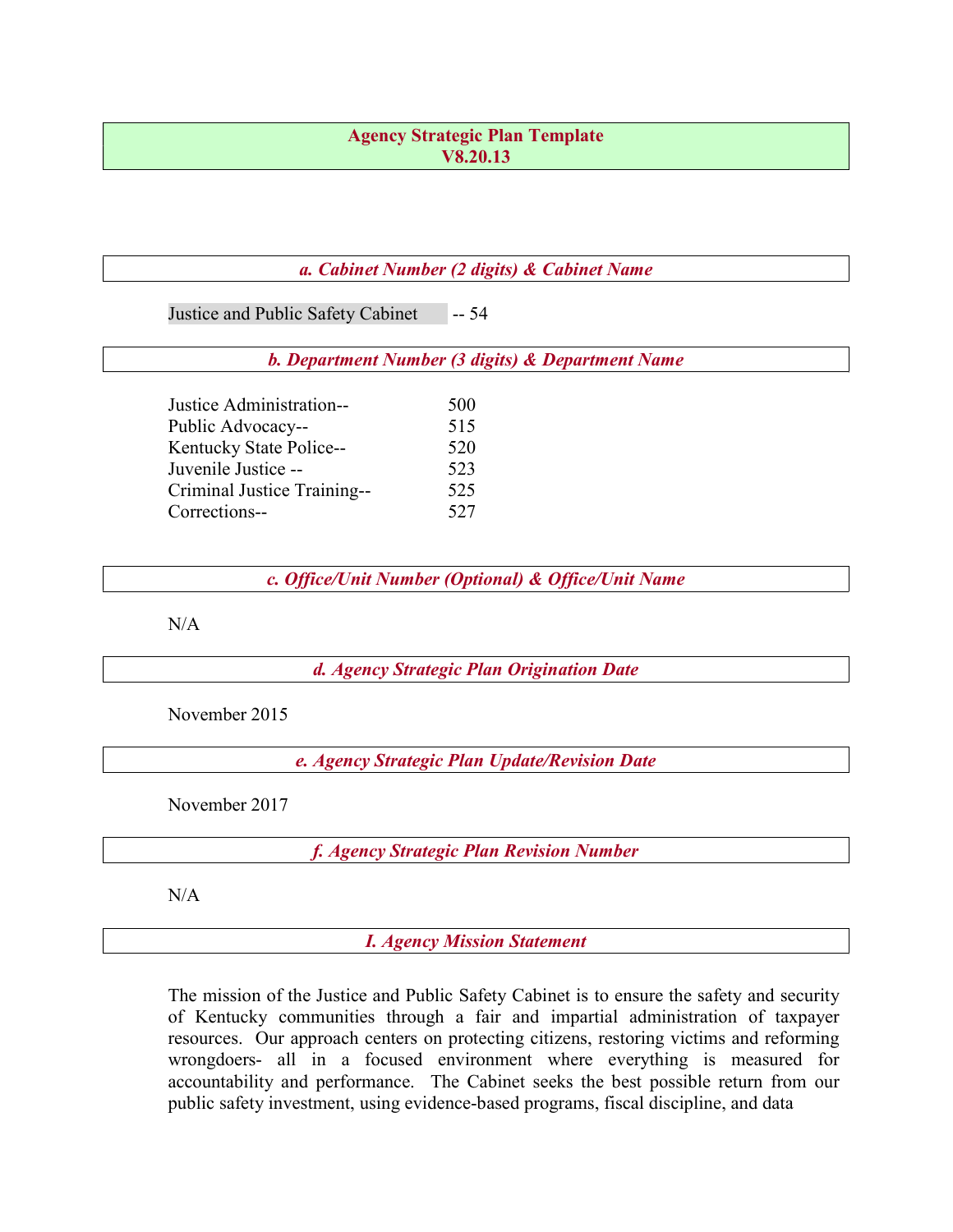# Agency Strategic Plan Template
## V8.20.13

### *a. Cabinet Number (2 digits) & Cabinet Name*

Justice and Public Safety Cabinet -- 54

### *b. Department Number (3 digits) & Department Name*

| | |
|---|---|
| Justice Administration-- | 500 |
| Public Advocacy-- | 515 |
| Kentucky State Police-- | 520 |
| Juvenile Justice -- | 523 |
| Criminal Justice Training-- | 525 |
| Corrections-- | 527 |

### *c. Office/Unit Number (Optional) & Office/Unit Name*

N/A

### *d. Agency Strategic Plan Origination Date*

November 2015

### *e. Agency Strategic Plan Update/Revision Date*

November 2017

### *f. Agency Strategic Plan Revision Number*

N/A

### *I. Agency Mission Statement*

The mission of the Justice and Public Safety Cabinet is to ensure the safety and security of Kentucky communities through a fair and impartial administration of taxpayer resources. Our approach centers on protecting citizens, restoring victims and reforming wrongdoers- all in a focused environment where everything is measured for accountability and performance. The Cabinet seeks the best possible return from our public safety investment, using evidence-based programs, fiscal discipline, and data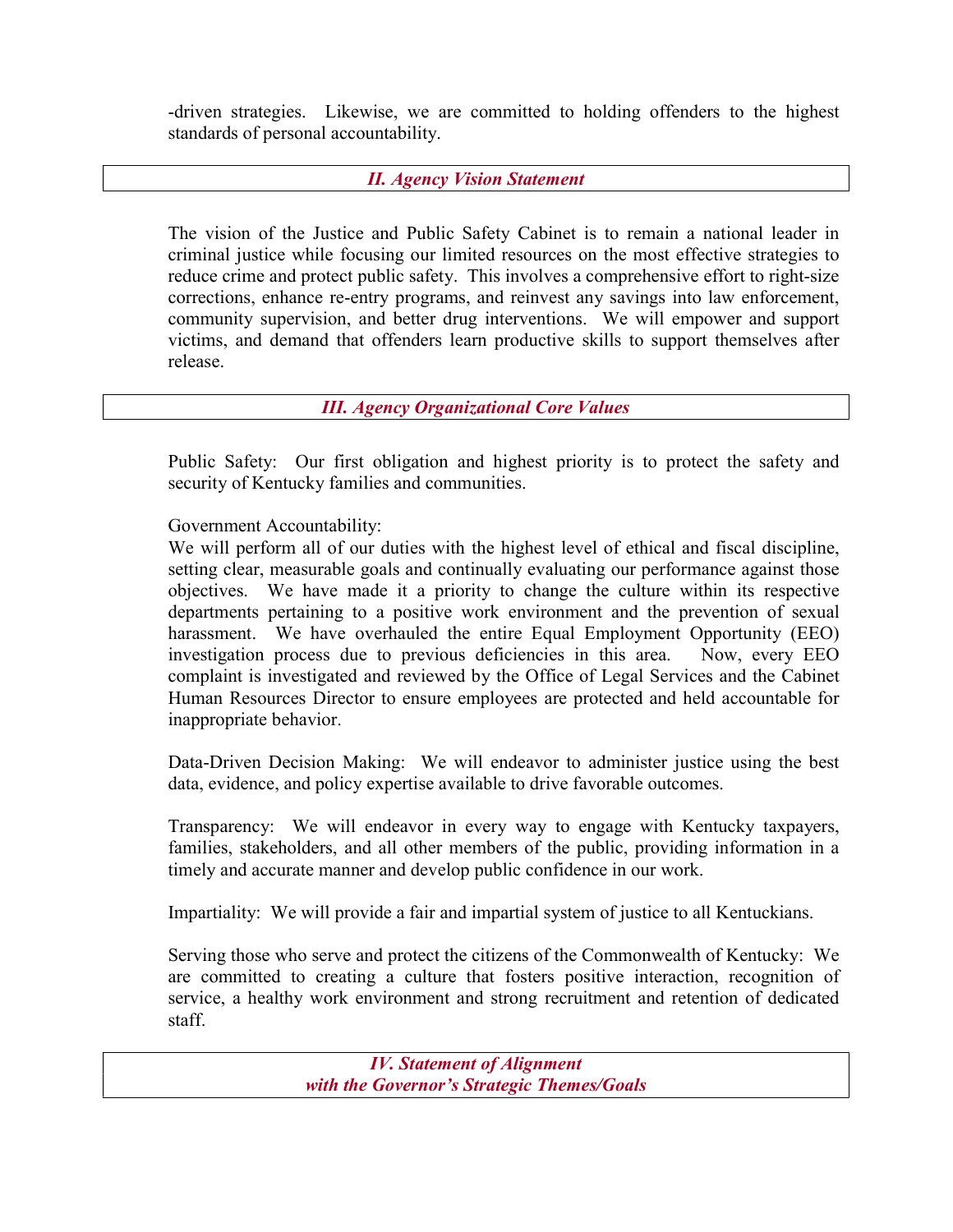-driven strategies. Likewise, we are committed to holding offenders to the highest standards of personal accountability.

## *II. Agency Vision Statement*

The vision of the Justice and Public Safety Cabinet is to remain a national leader in criminal justice while focusing our limited resources on the most effective strategies to reduce crime and protect public safety. This involves a comprehensive effort to right-size corrections, enhance re-entry programs, and reinvest any savings into law enforcement, community supervision, and better drug interventions. We will empower and support victims, and demand that offenders learn productive skills to support themselves after release.

## *III. Agency Organizational Core Values*

Public Safety: Our first obligation and highest priority is to protect the safety and security of Kentucky families and communities.

Government Accountability:
We will perform all of our duties with the highest level of ethical and fiscal discipline, setting clear, measurable goals and continually evaluating our performance against those objectives. We have made it a priority to change the culture within its respective departments pertaining to a positive work environment and the prevention of sexual harassment. We have overhauled the entire Equal Employment Opportunity (EEO) investigation process due to previous deficiencies in this area. Now, every EEO complaint is investigated and reviewed by the Office of Legal Services and the Cabinet Human Resources Director to ensure employees are protected and held accountable for inappropriate behavior.

Data-Driven Decision Making: We will endeavor to administer justice using the best data, evidence, and policy expertise available to drive favorable outcomes.

Transparency: We will endeavor in every way to engage with Kentucky taxpayers, families, stakeholders, and all other members of the public, providing information in a timely and accurate manner and develop public confidence in our work.

Impartiality: We will provide a fair and impartial system of justice to all Kentuckians.

Serving those who serve and protect the citizens of the Commonwealth of Kentucky: We are committed to creating a culture that fosters positive interaction, recognition of service, a healthy work environment and strong recruitment and retention of dedicated staff.

## *IV. Statement of Alignment with the Governor's Strategic Themes/Goals*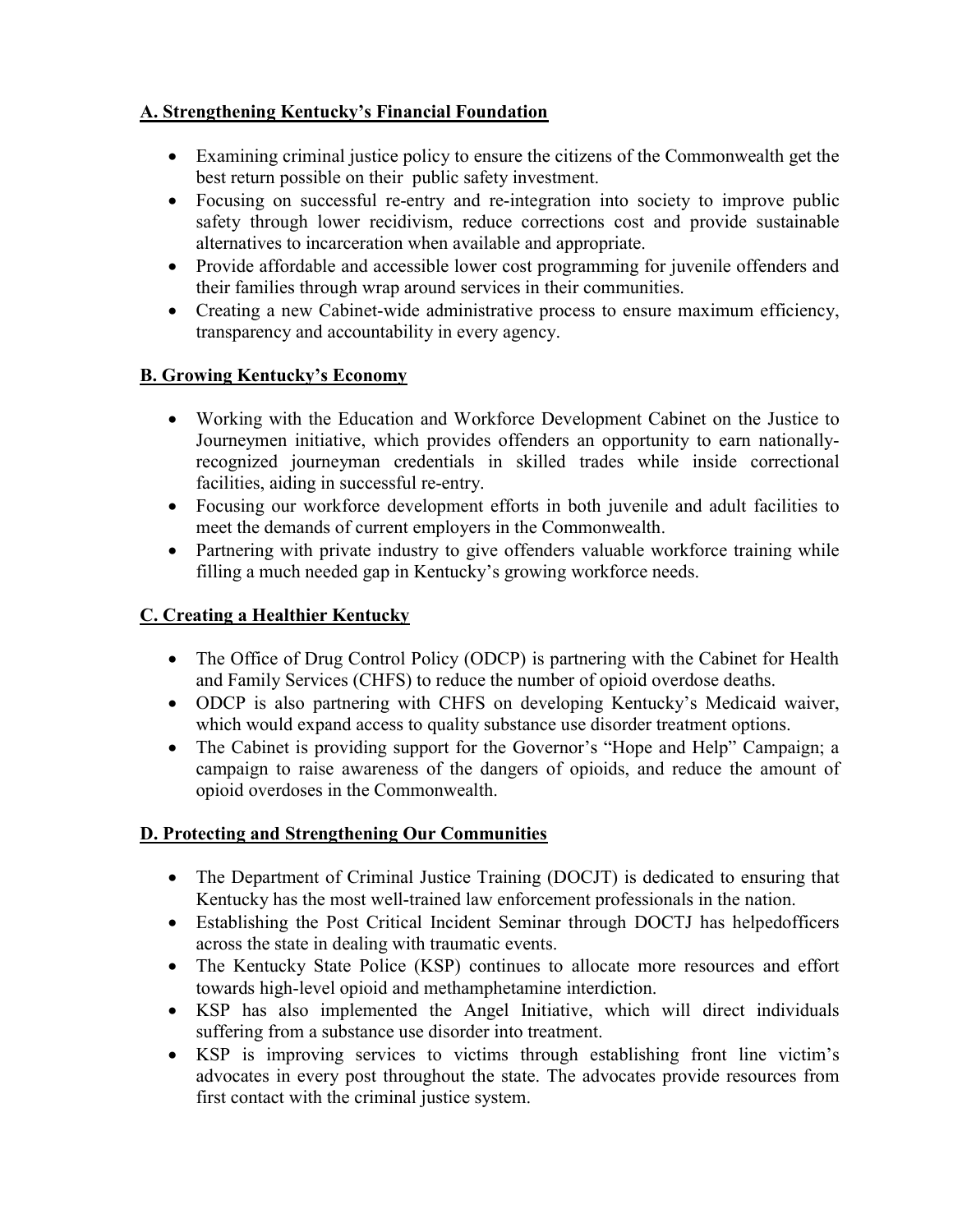## A. Strengthening Kentucky's Financial Foundation

- Examining criminal justice policy to ensure the citizens of the Commonwealth get the best return possible on their public safety investment.
- Focusing on successful re-entry and re-integration into society to improve public safety through lower recidivism, reduce corrections cost and provide sustainable alternatives to incarceration when available and appropriate.
- Provide affordable and accessible lower cost programming for juvenile offenders and their families through wrap around services in their communities.
- Creating a new Cabinet-wide administrative process to ensure maximum efficiency, transparency and accountability in every agency.

## B. Growing Kentucky's Economy

- Working with the Education and Workforce Development Cabinet on the Justice to Journeymen initiative, which provides offenders an opportunity to earn nationally-recognized journeyman credentials in skilled trades while inside correctional facilities, aiding in successful re-entry.
- Focusing our workforce development efforts in both juvenile and adult facilities to meet the demands of current employers in the Commonwealth.
- Partnering with private industry to give offenders valuable workforce training while filling a much needed gap in Kentucky's growing workforce needs.

## C. Creating a Healthier Kentucky

- The Office of Drug Control Policy (ODCP) is partnering with the Cabinet for Health and Family Services (CHFS) to reduce the number of opioid overdose deaths.
- ODCP is also partnering with CHFS on developing Kentucky's Medicaid waiver, which would expand access to quality substance use disorder treatment options.
- The Cabinet is providing support for the Governor's "Hope and Help" Campaign; a campaign to raise awareness of the dangers of opioids, and reduce the amount of opioid overdoses in the Commonwealth.

## D. Protecting and Strengthening Our Communities

- The Department of Criminal Justice Training (DOCJT) is dedicated to ensuring that Kentucky has the most well-trained law enforcement professionals in the nation.
- Establishing the Post Critical Incident Seminar through DOCTJ has helpedofficers across the state in dealing with traumatic events.
- The Kentucky State Police (KSP) continues to allocate more resources and effort towards high-level opioid and methamphetamine interdiction.
- KSP has also implemented the Angel Initiative, which will direct individuals suffering from a substance use disorder into treatment.
- KSP is improving services to victims through establishing front line victim's advocates in every post throughout the state. The advocates provide resources from first contact with the criminal justice system.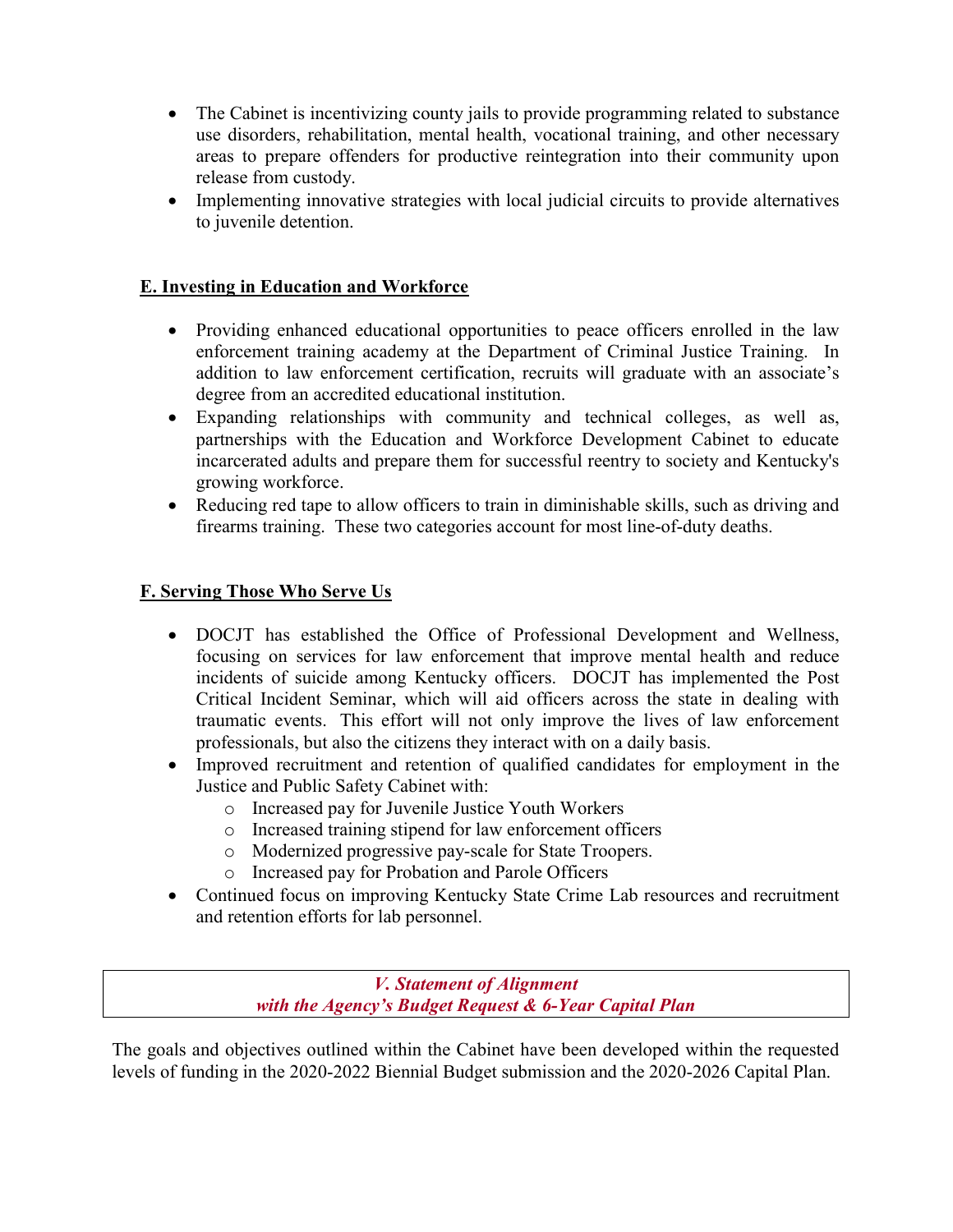- The Cabinet is incentivizing county jails to provide programming related to substance use disorders, rehabilitation, mental health, vocational training, and other necessary areas to prepare offenders for productive reintegration into their community upon release from custody.
- Implementing innovative strategies with local judicial circuits to provide alternatives to juvenile detention.

## E. Investing in Education and Workforce

- Providing enhanced educational opportunities to peace officers enrolled in the law enforcement training academy at the Department of Criminal Justice Training. In addition to law enforcement certification, recruits will graduate with an associate's degree from an accredited educational institution.
- Expanding relationships with community and technical colleges, as well as, partnerships with the Education and Workforce Development Cabinet to educate incarcerated adults and prepare them for successful reentry to society and Kentucky's growing workforce.
- Reducing red tape to allow officers to train in diminishable skills, such as driving and firearms training. These two categories account for most line-of-duty deaths.

## F. Serving Those Who Serve Us

- DOCJT has established the Office of Professional Development and Wellness, focusing on services for law enforcement that improve mental health and reduce incidents of suicide among Kentucky officers. DOCJT has implemented the Post Critical Incident Seminar, which will aid officers across the state in dealing with traumatic events. This effort will not only improve the lives of law enforcement professionals, but also the citizens they interact with on a daily basis.
- Improved recruitment and retention of qualified candidates for employment in the Justice and Public Safety Cabinet with:
  - Increased pay for Juvenile Justice Youth Workers
  - Increased training stipend for law enforcement officers
  - Modernized progressive pay-scale for State Troopers.
  - Increased pay for Probation and Parole Officers
- Continued focus on improving Kentucky State Crime Lab resources and recruitment and retention efforts for lab personnel.

## *V. Statement of Alignment with the Agency's Budget Request & 6-Year Capital Plan*

The goals and objectives outlined within the Cabinet have been developed within the requested levels of funding in the 2020-2022 Biennial Budget submission and the 2020-2026 Capital Plan.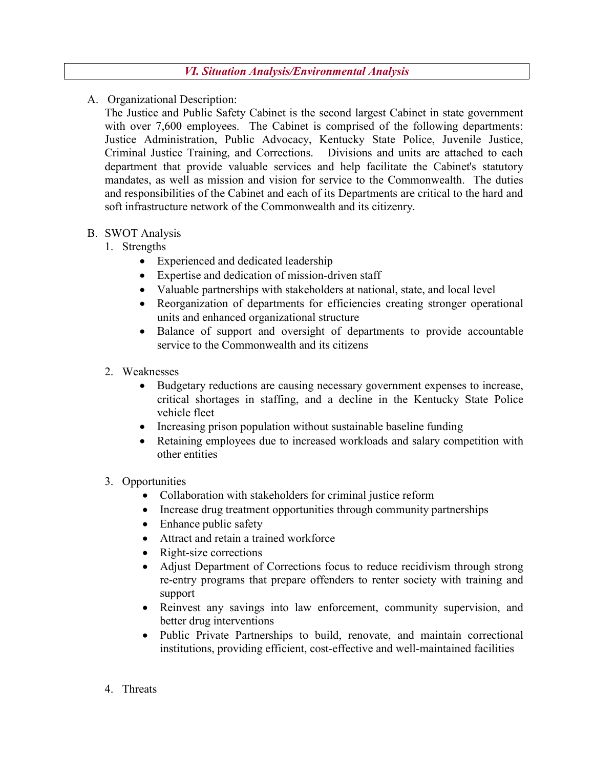## *VI. Situation Analysis/Environmental Analysis*

A. Organizational Description:

The Justice and Public Safety Cabinet is the second largest Cabinet in state government with over 7,600 employees. The Cabinet is comprised of the following departments: Justice Administration, Public Advocacy, Kentucky State Police, Juvenile Justice, Criminal Justice Training, and Corrections. Divisions and units are attached to each department that provide valuable services and help facilitate the Cabinet's statutory mandates, as well as mission and vision for service to the Commonwealth. The duties and responsibilities of the Cabinet and each of its Departments are critical to the hard and soft infrastructure network of the Commonwealth and its citizenry.

B. SWOT Analysis

1. Strengths
   - Experienced and dedicated leadership
   - Expertise and dedication of mission-driven staff
   - Valuable partnerships with stakeholders at national, state, and local level
   - Reorganization of departments for efficiencies creating stronger operational units and enhanced organizational structure
   - Balance of support and oversight of departments to provide accountable service to the Commonwealth and its citizens

2. Weaknesses
   - Budgetary reductions are causing necessary government expenses to increase, critical shortages in staffing, and a decline in the Kentucky State Police vehicle fleet
   - Increasing prison population without sustainable baseline funding
   - Retaining employees due to increased workloads and salary competition with other entities

3. Opportunities
   - Collaboration with stakeholders for criminal justice reform
   - Increase drug treatment opportunities through community partnerships
   - Enhance public safety
   - Attract and retain a trained workforce
   - Right-size corrections
   - Adjust Department of Corrections focus to reduce recidivism through strong re-entry programs that prepare offenders to renter society with training and support
   - Reinvest any savings into law enforcement, community supervision, and better drug interventions
   - Public Private Partnerships to build, renovate, and maintain correctional institutions, providing efficient, cost-effective and well-maintained facilities

4. Threats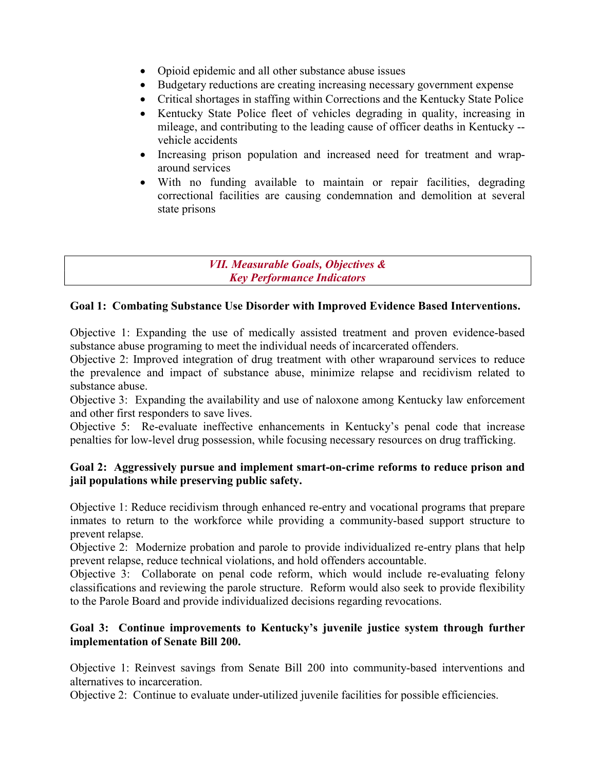- Opioid epidemic and all other substance abuse issues
- Budgetary reductions are creating increasing necessary government expense
- Critical shortages in staffing within Corrections and the Kentucky State Police
- Kentucky State Police fleet of vehicles degrading in quality, increasing in mileage, and contributing to the leading cause of officer deaths in Kentucky -- vehicle accidents
- Increasing prison population and increased need for treatment and wrap-around services
- With no funding available to maintain or repair facilities, degrading correctional facilities are causing condemnation and demolition at several state prisons

## *VII. Measurable Goals, Objectives & Key Performance Indicators*

**Goal 1: Combating Substance Use Disorder with Improved Evidence Based Interventions.**

Objective 1: Expanding the use of medically assisted treatment and proven evidence-based substance abuse programing to meet the individual needs of incarcerated offenders.
Objective 2: Improved integration of drug treatment with other wraparound services to reduce the prevalence and impact of substance abuse, minimize relapse and recidivism related to substance abuse.
Objective 3: Expanding the availability and use of naloxone among Kentucky law enforcement and other first responders to save lives.
Objective 5: Re-evaluate ineffective enhancements in Kentucky's penal code that increase penalties for low-level drug possession, while focusing necessary resources on drug trafficking.

**Goal 2: Aggressively pursue and implement smart-on-crime reforms to reduce prison and jail populations while preserving public safety.**

Objective 1: Reduce recidivism through enhanced re-entry and vocational programs that prepare inmates to return to the workforce while providing a community-based support structure to prevent relapse.
Objective 2: Modernize probation and parole to provide individualized re-entry plans that help prevent relapse, reduce technical violations, and hold offenders accountable.
Objective 3: Collaborate on penal code reform, which would include re-evaluating felony classifications and reviewing the parole structure. Reform would also seek to provide flexibility to the Parole Board and provide individualized decisions regarding revocations.

**Goal 3: Continue improvements to Kentucky's juvenile justice system through further implementation of Senate Bill 200.**

Objective 1: Reinvest savings from Senate Bill 200 into community-based interventions and alternatives to incarceration.
Objective 2: Continue to evaluate under-utilized juvenile facilities for possible efficiencies.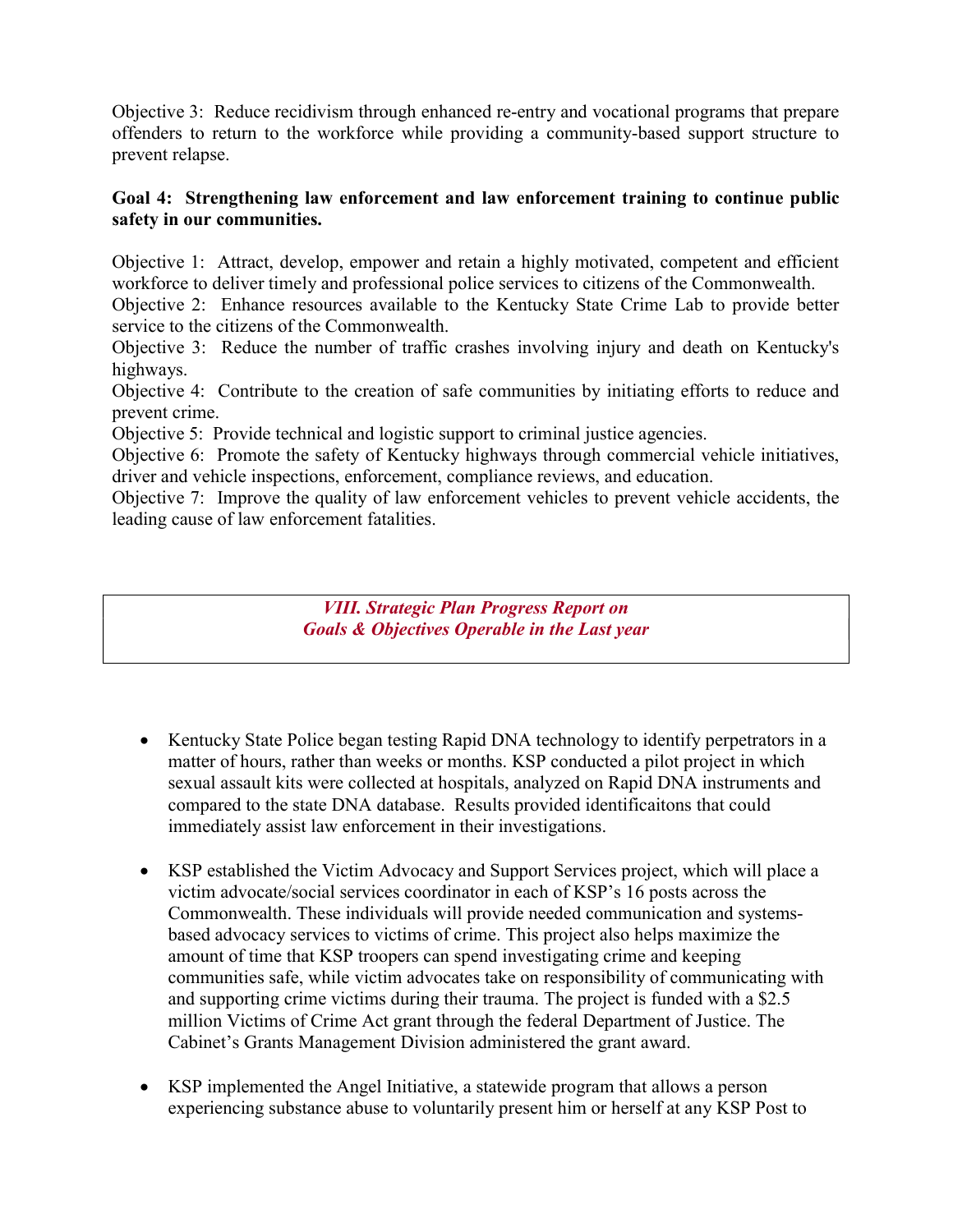Objective 3: Reduce recidivism through enhanced re-entry and vocational programs that prepare offenders to return to the workforce while providing a community-based support structure to prevent relapse.

**Goal 4: Strengthening law enforcement and law enforcement training to continue public safety in our communities.**

Objective 1: Attract, develop, empower and retain a highly motivated, competent and efficient workforce to deliver timely and professional police services to citizens of the Commonwealth.
Objective 2: Enhance resources available to the Kentucky State Crime Lab to provide better service to the citizens of the Commonwealth.
Objective 3: Reduce the number of traffic crashes involving injury and death on Kentucky's highways.
Objective 4: Contribute to the creation of safe communities by initiating efforts to reduce and prevent crime.
Objective 5: Provide technical and logistic support to criminal justice agencies.
Objective 6: Promote the safety of Kentucky highways through commercial vehicle initiatives, driver and vehicle inspections, enforcement, compliance reviews, and education.
Objective 7: Improve the quality of law enforcement vehicles to prevent vehicle accidents, the leading cause of law enforcement fatalities.

## *VIII. Strategic Plan Progress Report on Goals & Objectives Operable in the Last year*

- Kentucky State Police began testing Rapid DNA technology to identify perpetrators in a matter of hours, rather than weeks or months. KSP conducted a pilot project in which sexual assault kits were collected at hospitals, analyzed on Rapid DNA instruments and compared to the state DNA database. Results provided identificaitons that could immediately assist law enforcement in their investigations.

- KSP established the Victim Advocacy and Support Services project, which will place a victim advocate/social services coordinator in each of KSP's 16 posts across the Commonwealth. These individuals will provide needed communication and systems-based advocacy services to victims of crime. This project also helps maximize the amount of time that KSP troopers can spend investigating crime and keeping communities safe, while victim advocates take on responsibility of communicating with and supporting crime victims during their trauma. The project is funded with a $2.5 million Victims of Crime Act grant through the federal Department of Justice. The Cabinet's Grants Management Division administered the grant award.

- KSP implemented the Angel Initiative, a statewide program that allows a person experiencing substance abuse to voluntarily present him or herself at any KSP Post to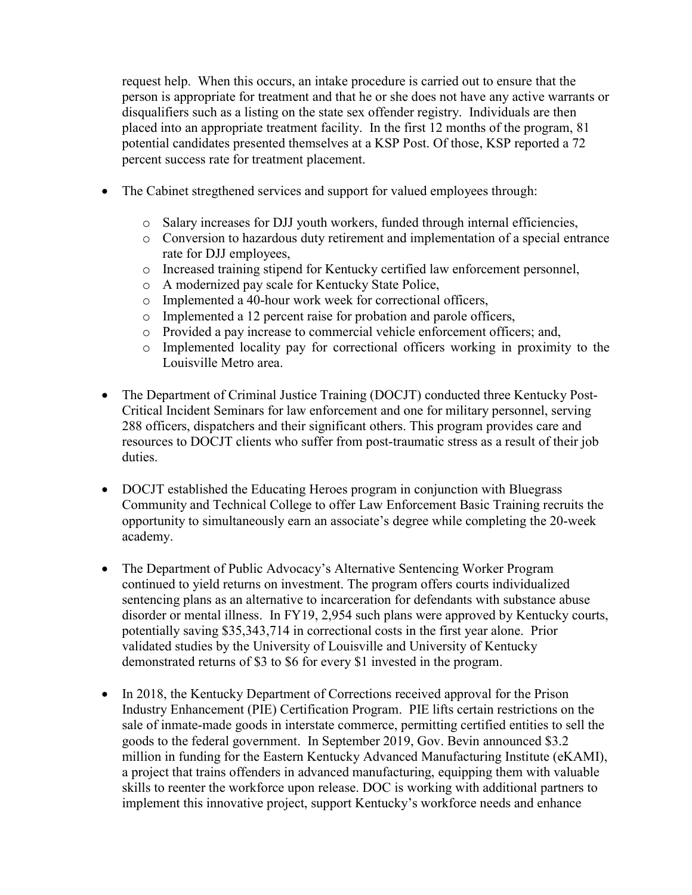request help. When this occurs, an intake procedure is carried out to ensure that the person is appropriate for treatment and that he or she does not have any active warrants or disqualifiers such as a listing on the state sex offender registry. Individuals are then placed into an appropriate treatment facility. In the first 12 months of the program, 81 potential candidates presented themselves at a KSP Post. Of those, KSP reported a 72 percent success rate for treatment placement.

- The Cabinet stregthened services and support for valued employees through:
  - Salary increases for DJJ youth workers, funded through internal efficiencies,
  - Conversion to hazardous duty retirement and implementation of a special entrance rate for DJJ employees,
  - Increased training stipend for Kentucky certified law enforcement personnel,
  - A modernized pay scale for Kentucky State Police,
  - Implemented a 40-hour work week for correctional officers,
  - Implemented a 12 percent raise for probation and parole officers,
  - Provided a pay increase to commercial vehicle enforcement officers; and,
  - Implemented locality pay for correctional officers working in proximity to the Louisville Metro area.

- The Department of Criminal Justice Training (DOCJT) conducted three Kentucky Post-Critical Incident Seminars for law enforcement and one for military personnel, serving 288 officers, dispatchers and their significant others. This program provides care and resources to DOCJT clients who suffer from post-traumatic stress as a result of their job duties.

- DOCJT established the Educating Heroes program in conjunction with Bluegrass Community and Technical College to offer Law Enforcement Basic Training recruits the opportunity to simultaneously earn an associate's degree while completing the 20-week academy.

- The Department of Public Advocacy's Alternative Sentencing Worker Program continued to yield returns on investment. The program offers courts individualized sentencing plans as an alternative to incarceration for defendants with substance abuse disorder or mental illness. In FY19, 2,954 such plans were approved by Kentucky courts, potentially saving $35,343,714 in correctional costs in the first year alone. Prior validated studies by the University of Louisville and University of Kentucky demonstrated returns of $3 to $6 for every $1 invested in the program.

- In 2018, the Kentucky Department of Corrections received approval for the Prison Industry Enhancement (PIE) Certification Program. PIE lifts certain restrictions on the sale of inmate-made goods in interstate commerce, permitting certified entities to sell the goods to the federal government. In September 2019, Gov. Bevin announced $3.2 million in funding for the Eastern Kentucky Advanced Manufacturing Institute (eKAMI), a project that trains offenders in advanced manufacturing, equipping them with valuable skills to reenter the workforce upon release. DOC is working with additional partners to implement this innovative project, support Kentucky's workforce needs and enhance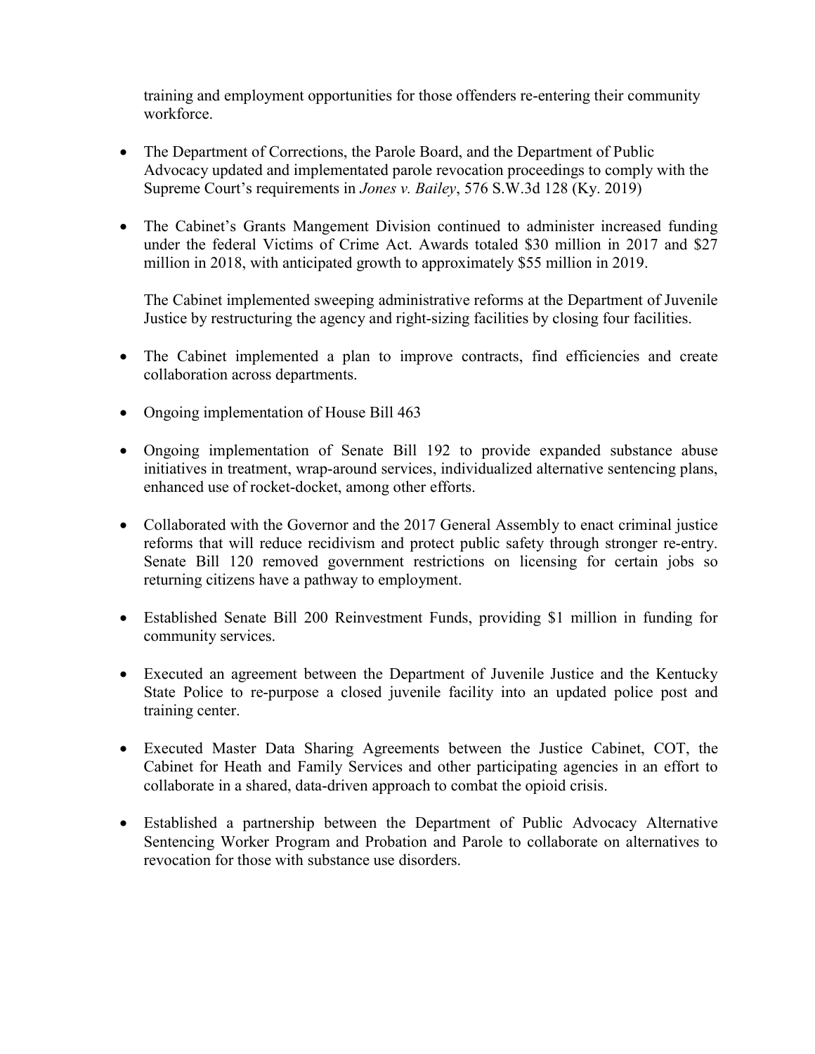training and employment opportunities for those offenders re-entering their community workforce.

- The Department of Corrections, the Parole Board, and the Department of Public Advocacy updated and implementated parole revocation proceedings to comply with the Supreme Court's requirements in *Jones v. Bailey*, 576 S.W.3d 128 (Ky. 2019)

- The Cabinet's Grants Mangement Division continued to administer increased funding under the federal Victims of Crime Act. Awards totaled $30 million in 2017 and $27 million in 2018, with anticipated growth to approximately $55 million in 2019.

  The Cabinet implemented sweeping administrative reforms at the Department of Juvenile Justice by restructuring the agency and right-sizing facilities by closing four facilities.

- The Cabinet implemented a plan to improve contracts, find efficiencies and create collaboration across departments.

- Ongoing implementation of House Bill 463

- Ongoing implementation of Senate Bill 192 to provide expanded substance abuse initiatives in treatment, wrap-around services, individualized alternative sentencing plans, enhanced use of rocket-docket, among other efforts.

- Collaborated with the Governor and the 2017 General Assembly to enact criminal justice reforms that will reduce recidivism and protect public safety through stronger re-entry. Senate Bill 120 removed government restrictions on licensing for certain jobs so returning citizens have a pathway to employment.

- Established Senate Bill 200 Reinvestment Funds, providing $1 million in funding for community services.

- Executed an agreement between the Department of Juvenile Justice and the Kentucky State Police to re-purpose a closed juvenile facility into an updated police post and training center.

- Executed Master Data Sharing Agreements between the Justice Cabinet, COT, the Cabinet for Heath and Family Services and other participating agencies in an effort to collaborate in a shared, data-driven approach to combat the opioid crisis.

- Established a partnership between the Department of Public Advocacy Alternative Sentencing Worker Program and Probation and Parole to collaborate on alternatives to revocation for those with substance use disorders.